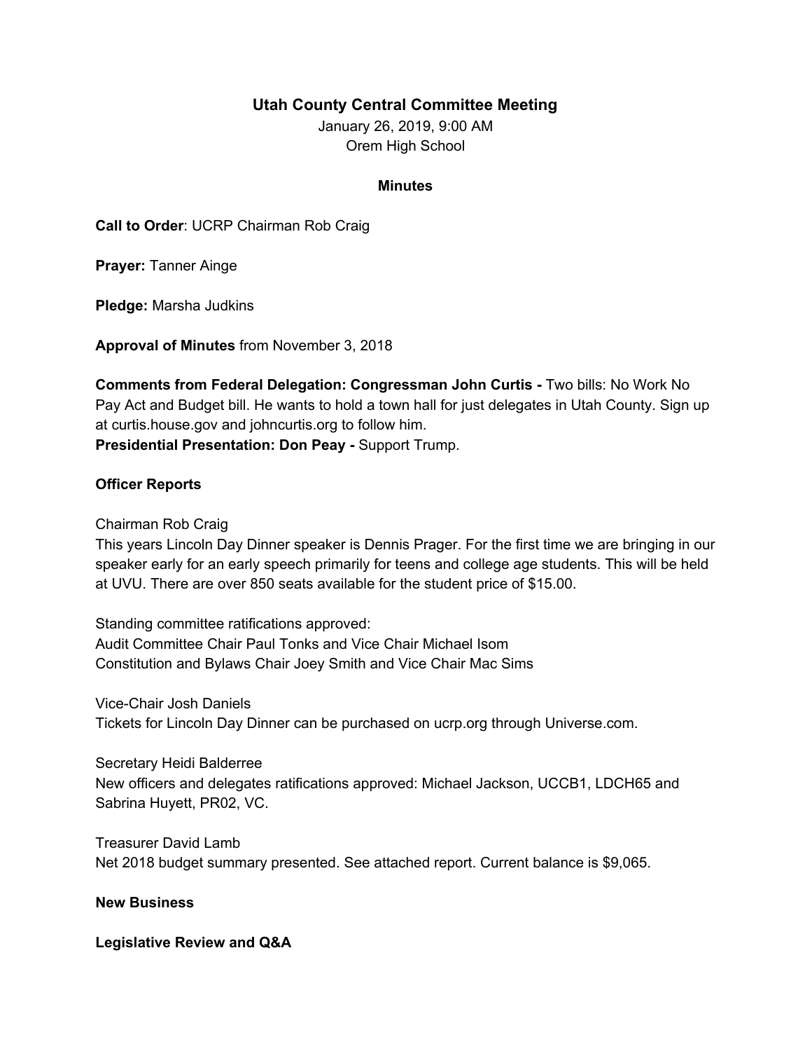# Utah County Central Committee Meeting

January 26, 2019, 9:00 AM
Orem High School

## Minutes

**Call to Order**: UCRP Chairman Rob Craig

**Prayer:** Tanner Ainge

**Pledge:** Marsha Judkins

**Approval of Minutes** from November 3, 2018

**Comments from Federal Delegation: Congressman John Curtis -** Two bills: No Work No Pay Act and Budget bill. He wants to hold a town hall for just delegates in Utah County. Sign up at curtis.house.gov and johncurtis.org to follow him.
**Presidential Presentation: Don Peay -** Support Trump.

**Officer Reports**

Chairman Rob Craig
This years Lincoln Day Dinner speaker is Dennis Prager. For the first time we are bringing in our speaker early for an early speech primarily for teens and college age students. This will be held at UVU. There are over 850 seats available for the student price of $15.00.

Standing committee ratifications approved:
Audit Committee Chair Paul Tonks and Vice Chair Michael Isom
Constitution and Bylaws Chair Joey Smith and Vice Chair Mac Sims

Vice-Chair Josh Daniels
Tickets for Lincoln Day Dinner can be purchased on ucrp.org through Universe.com.

Secretary Heidi Balderree
New officers and delegates ratifications approved: Michael Jackson, UCCB1, LDCH65 and Sabrina Huyett, PR02, VC.

Treasurer David Lamb
Net 2018 budget summary presented. See attached report. Current balance is $9,065.

**New Business**

**Legislative Review and Q&A**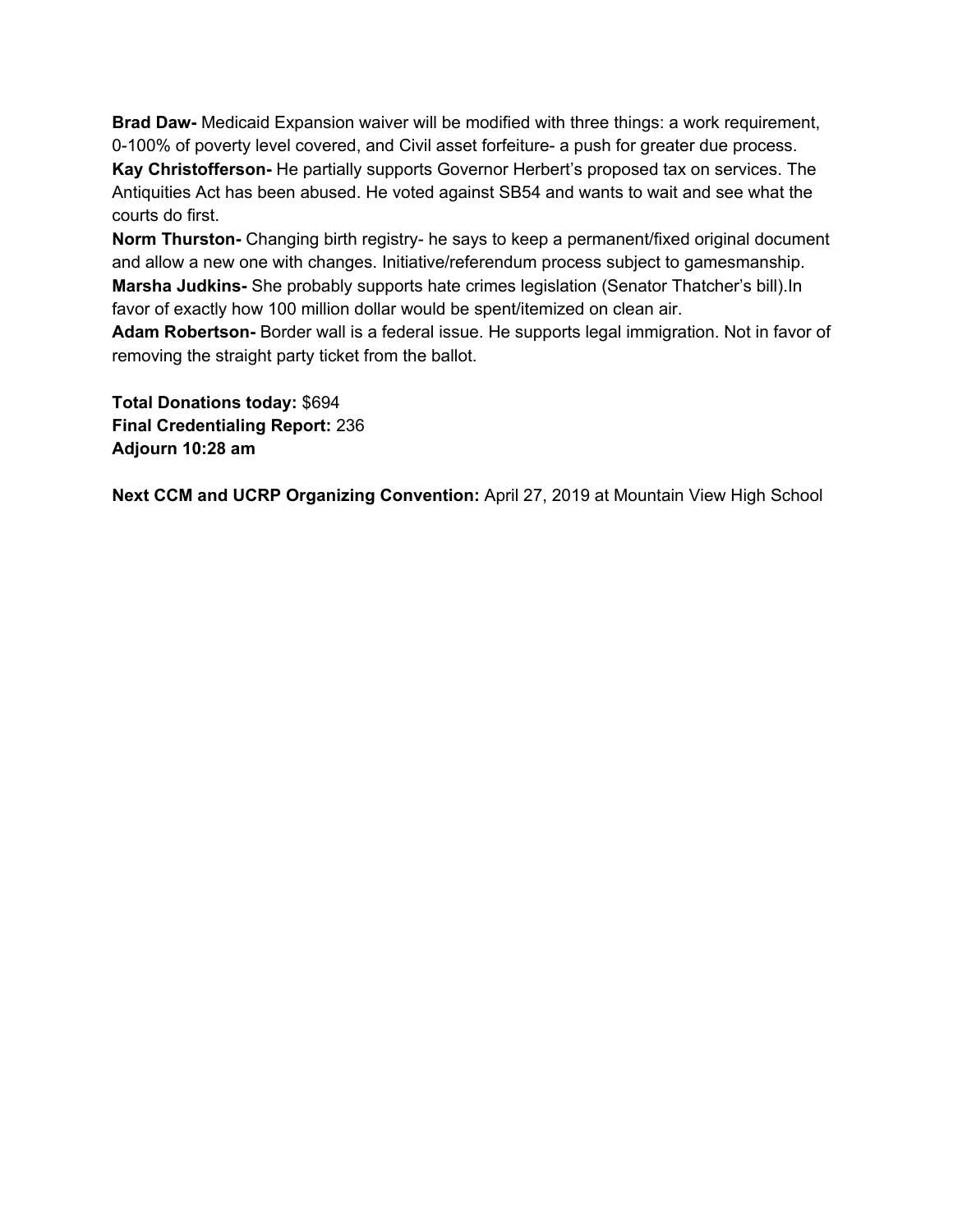**Brad Daw-** Medicaid Expansion waiver will be modified with three things: a work requirement, 0-100% of poverty level covered, and Civil asset forfeiture- a push for greater due process.
**Kay Christofferson-** He partially supports Governor Herbert's proposed tax on services. The Antiquities Act has been abused. He voted against SB54 and wants to wait and see what the courts do first.
**Norm Thurston-** Changing birth registry- he says to keep a permanent/fixed original document and allow a new one with changes. Initiative/referendum process subject to gamesmanship.
**Marsha Judkins-** She probably supports hate crimes legislation (Senator Thatcher's bill).In favor of exactly how 100 million dollar would be spent/itemized on clean air.
**Adam Robertson-** Border wall is a federal issue. He supports legal immigration. Not in favor of removing the straight party ticket from the ballot.

**Total Donations today:** $694
**Final Credentialing Report:** 236
**Adjourn 10:28 am**

**Next CCM and UCRP Organizing Convention:** April 27, 2019 at Mountain View High School